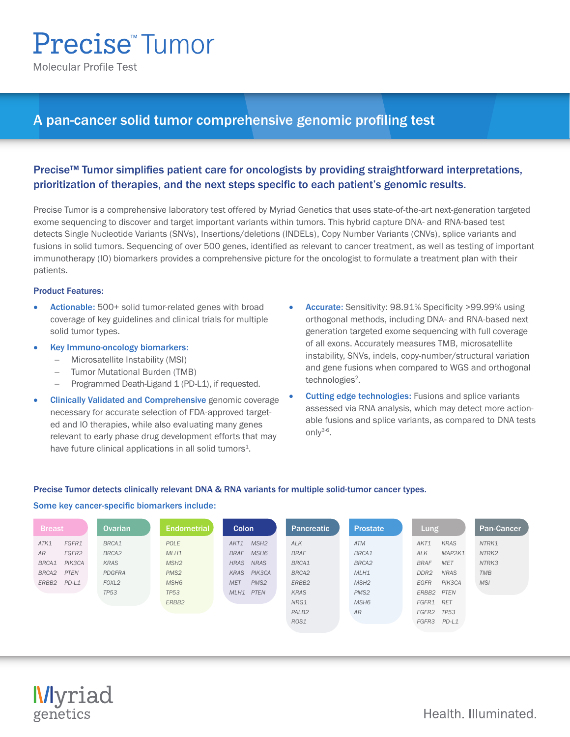# Precise™ Tumor

Molecular Profile Test

## A pan-cancer solid tumor comprehensive genomic profiling test

### Precise™ Tumor simplifies patient care for oncologists by providing straightforward interpretations, prioritization of therapies, and the next steps specific to each patient's genomic results.

Precise Tumor is a comprehensive laboratory test offered by Myriad Genetics that uses state-of-the-art next-generation targeted exome sequencing to discover and target important variants within tumors. This hybrid capture DNA- and RNA-based test detects Single Nucleotide Variants (SNVs), Insertions/deletions (INDELs), Copy Number Variants (CNVs), splice variants and fusions in solid tumors. Sequencing of over 500 genes, identified as relevant to cancer treatment, as well as testing of important immunotherapy (IO) biomarkers provides a comprehensive picture for the oncologist to formulate a treatment plan with their patients.

**Product Features:**

- **Actionable:** 500+ solid tumor-related genes with broad coverage of key guidelines and clinical trials for multiple solid tumor types.
- **Key Immuno-oncology biomarkers:**
  - Microsatellite Instability (MSI)
  - Tumor Mutational Burden (TMB)
  - Programmed Death-Ligand 1 (PD-L1), if requested.
- **Clinically Validated and Comprehensive** genomic coverage necessary for accurate selection of FDA-approved targeted and IO therapies, while also evaluating many genes relevant to early phase drug development efforts that may have future clinical applications in all solid tumors[1].
- **Accurate:** Sensitivity: 98.91% Specificity >99.99% using orthogonal methods, including DNA- and RNA-based next generation targeted exome sequencing with full coverage of all exons. Accurately measures TMB, microsatellite instability, SNVs, indels, copy-number/structural variation and gene fusions when compared to WGS and orthogonal technologies[2].
- **Cutting edge technologies:** Fusions and splice variants assessed via RNA analysis, which may detect more actionable fusions and splice variants, as compared to DNA tests only[3-6].

**Precise Tumor detects clinically relevant DNA & RNA variants for multiple solid-tumor cancer types.**

**Some key cancer-specific biomarkers include:**

| Breast | Ovarian | Endometrial | Colon | Pancreatic | Prostate | Lung | Pan-Cancer |
|---|---|---|---|---|---|---|---|
| ATK1, FGFR1, AR, FGFR2, BRCA1, PIK3CA, BRCA2, PTEN, ERBB2, PD-L1 | BRCA1, BRCA2, KRAS, PDGFRA, FOXL2, TP53 | POLE, MLH1, MSH2, PMS2, MSH6, TP53, ERBB2 | AKT1, MSH2, BRAF, MSH6, HRAS, NRAS, KRAS, PIK3CA, MET, PMS2, MLH1, PTEN | ALK, BRAF, BRCA1, BRCA2, ERBB2, KRAS, NRG1, PALB2, ROS1 | ATM, BRCA1, BRCA2, MLH1, MSH2, PMS2, MSH6, AR | AKT1, KRAS, ALK, MAP2K1, BRAF, MET, DDR2, NRAS, EGFR, PIK3CA, ERBB2, PTEN, FGFR1, RET, FGFR2, TP53, FGFR3, PD-L1 | NTRK1, NTRK2, NTRK3, TMB, MSI |

Myriad genetics

Health. Illuminated.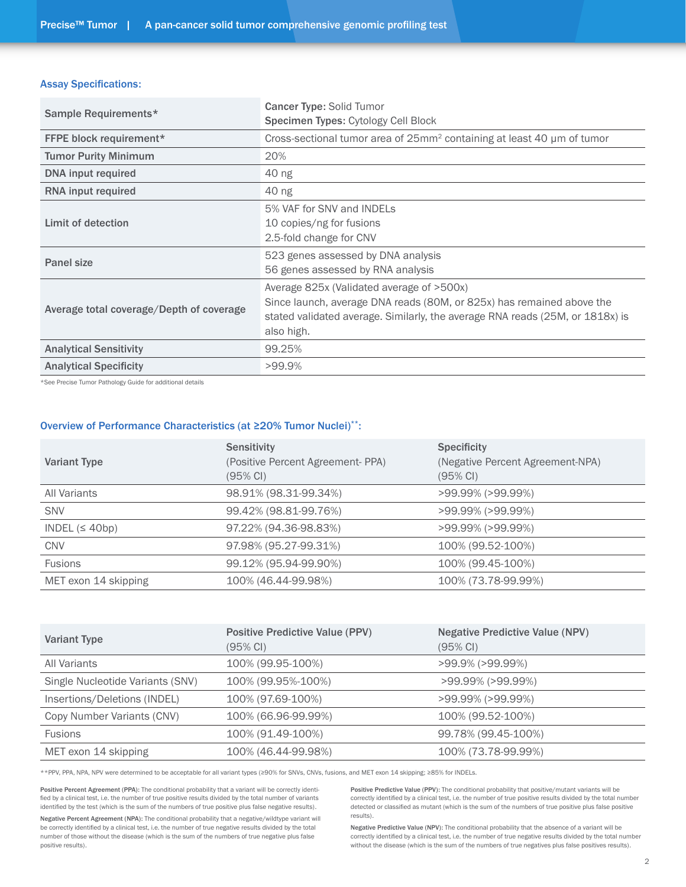### Assay Specifications:

| | |
|---|---|
| Sample Requirements* | **Cancer Type:** Solid Tumor<br>**Specimen Types:** Cytology Cell Block |
| **FFPE block requirement*** | Cross-sectional tumor area of $25mm^2$ containing at least 40 µm of tumor |
| **Tumor Purity Minimum** | 20% |
| **DNA input required** | 40 ng |
| **RNA input required** | 40 ng |
| **Limit of detection** | 5% VAF for SNV and INDELs<br>10 copies/ng for fusions<br>2.5-fold change for CNV |
| **Panel size** | 523 genes assessed by DNA analysis<br>56 genes assessed by RNA analysis |
| **Average total coverage/Depth of coverage** | Average 825x (Validated average of >500x)<br>Since launch, average DNA reads (80M, or 825x) has remained above the stated validated average. Similarly, the average RNA reads (25M, or 1818x) is also high. |
| **Analytical Sensitivity** | 99.25% |
| **Analytical Specificity** | >99.9% |

*See Precise Tumor Pathology Guide for additional details

### Overview of Performance Characteristics (at ≥20% Tumor Nuclei)**:

| Variant Type | Sensitivity (Positive Percent Agreement- PPA) (95% CI) | Specificity (Negative Percent Agreement-NPA) (95% CI) |
|---|---|---|
| All Variants | 98.91% (98.31-99.34%) | >99.99% (>99.99%) |
| SNV | 99.42% (98.81-99.76%) | >99.99% (>99.99%) |
| INDEL (≤ 40bp) | 97.22% (94.36-98.83%) | >99.99% (>99.99%) |
| CNV | 97.98% (95.27-99.31%) | 100% (99.52-100%) |
| Fusions | 99.12% (95.94-99.90%) | 100% (99.45-100%) |
| MET exon 14 skipping | 100% (46.44-99.98%) | 100% (73.78-99.99%) |

| Variant Type | Positive Predictive Value (PPV) (95% CI) | Negative Predictive Value (NPV) (95% CI) |
|---|---|---|
| All Variants | 100% (99.95-100%) | >99.9% (>99.99%) |
| Single Nucleotide Variants (SNV) | 100% (99.95%-100%) | >99.99% (>99.99%) |
| Insertions/Deletions (INDEL) | 100% (97.69-100%) | >99.99% (>99.99%) |
| Copy Number Variants (CNV) | 100% (66.96-99.99%) | 100% (99.52-100%) |
| Fusions | 100% (91.49-100%) | 99.78% (99.45-100%) |
| MET exon 14 skipping | 100% (46.44-99.98%) | 100% (73.78-99.99%) |

**PPV, PPA, NPA, NPV were determined to be acceptable for all variant types (≥90% for SNVs, CNVs, fusions, and MET exon 14 skipping; ≥85% for INDELs.

**Positive Percent Agreement (PPA):** The conditional probability that a variant will be correctly identified by a clinical test, i.e. the number of true positive results divided by the total number of variants identified by the test (which is the sum of the numbers of true positive plus false negative results).

**Negative Percent Agreement (NPA):** The conditional probability that a negative/wildtype variant will be correctly identified by a clinical test, i.e. the number of true negative results divided by the total number of those without the disease (which is the sum of the numbers of true negative plus false positive results).

**Positive Predictive Value (PPV):** The conditional probability that positive/mutant variants will be correctly identified by a clinical test, i.e. the number of true positive results divided by the total number detected or classified as mutant (which is the sum of the numbers of true positive plus false positive results).

**Negative Predictive Value (NPV):** The conditional probability that the absence of a variant will be correctly identified by a clinical test, i.e. the number of true negative results divided by the total number without the disease (which is the sum of the numbers of true negatives plus false positives results).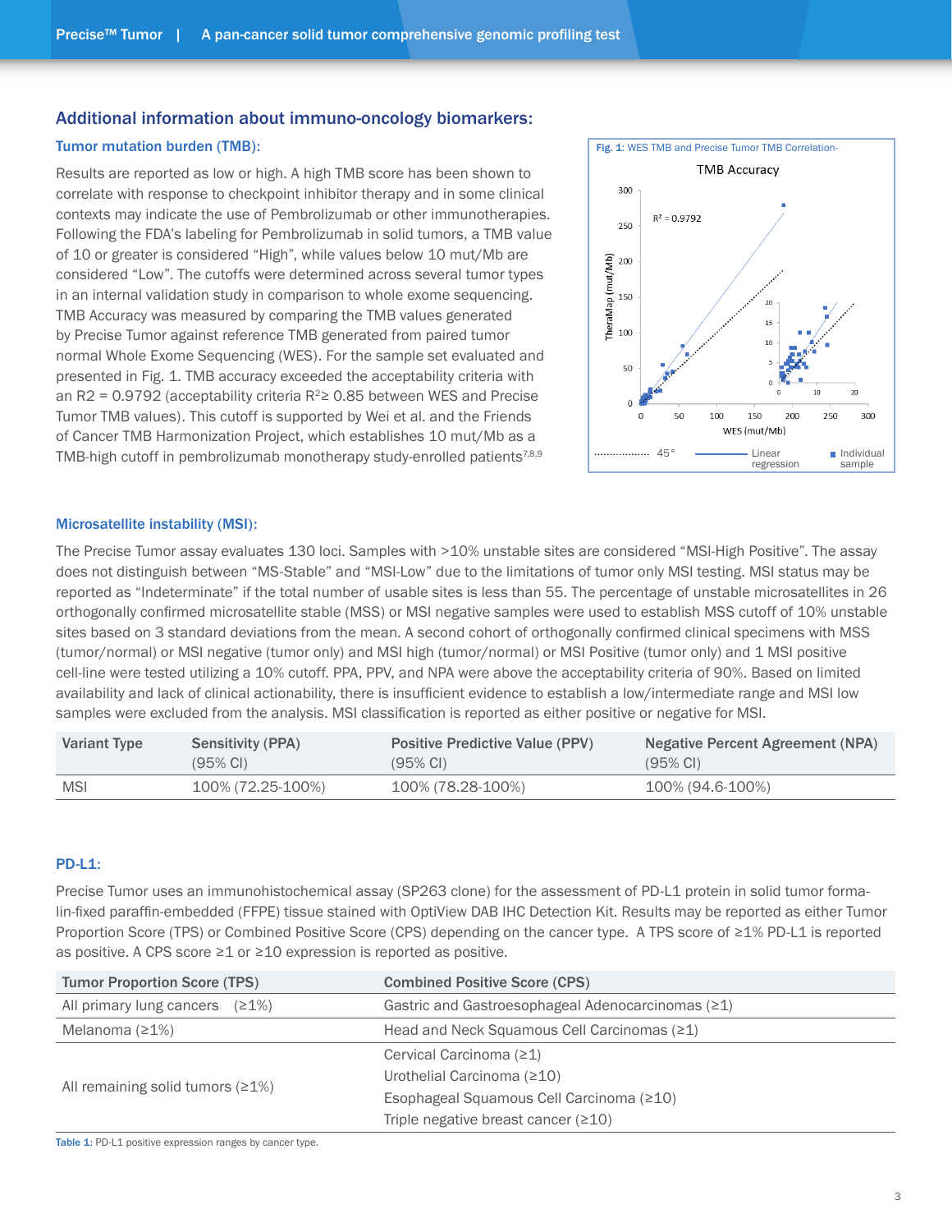## Additional information about immuno-oncology biomarkers:

### Tumor mutation burden (TMB):

Results are reported as low or high. A high TMB score has been shown to correlate with response to checkpoint inhibitor therapy and in some clinical contexts may indicate the use of Pembrolizumab or other immunotherapies. Following the FDA's labeling for Pembrolizumab in solid tumors, a TMB value of 10 or greater is considered "High", while values below 10 mut/Mb are considered "Low". The cutoffs were determined across several tumor types in an internal validation study in comparison to whole exome sequencing. TMB Accuracy was measured by comparing the TMB values generated by Precise Tumor against reference TMB generated from paired tumor normal Whole Exome Sequencing (WES). For the sample set evaluated and presented in Fig. 1. TMB accuracy exceeded the acceptability criteria with an R2 = 0.9792 (acceptability criteria $R^2 \geq 0.85$ between WES and Precise Tumor TMB values). This cutoff is supported by Wei et al. and the Friends of Cancer TMB Harmonization Project, which establishes 10 mut/Mb as a TMB-high cutoff in pembrolizumab monotherapy study-enrolled patients[7,8,9]

Fig. 1: WES TMB and Precise Tumor TMB Correlation-

### Microsatellite instability (MSI):

The Precise Tumor assay evaluates 130 loci. Samples with >10% unstable sites are considered "MSI-High Positive". The assay does not distinguish between "MS-Stable" and "MSI-Low" due to the limitations of tumor only MSI testing. MSI status may be reported as "Indeterminate" if the total number of usable sites is less than 55. The percentage of unstable microsatellites in 26 orthogonally confirmed microsatellite stable (MSS) or MSI negative samples were used to establish MSS cutoff of 10% unstable sites based on 3 standard deviations from the mean. A second cohort of orthogonally confirmed clinical specimens with MSS (tumor/normal) or MSI negative (tumor only) and MSI high (tumor/normal) or MSI Positive (tumor only) and 1 MSI positive cell-line were tested utilizing a 10% cutoff. PPA, PPV, and NPA were above the acceptability criteria of 90%. Based on limited availability and lack of clinical actionability, there is insufficient evidence to establish a low/intermediate range and MSI low samples were excluded from the analysis. MSI classification is reported as either positive or negative for MSI.

| Variant Type | Sensitivity (PPA) (95% CI) | Positive Predictive Value (PPV) (95% CI) | Negative Percent Agreement (NPA) (95% CI) |
|---|---|---|---|
| MSI | 100% (72.25-100%) | 100% (78.28-100%) | 100% (94.6-100%) |

### PD-L1:

Precise Tumor uses an immunohistochemical assay (SP263 clone) for the assessment of PD-L1 protein in solid tumor formalin-fixed paraffin-embedded (FFPE) tissue stained with OptiView DAB IHC Detection Kit. Results may be reported as either Tumor Proportion Score (TPS) or Combined Positive Score (CPS) depending on the cancer type. A TPS score of ≥1% PD-L1 is reported as positive. A CPS score ≥1 or ≥10 expression is reported as positive.

| Tumor Proportion Score (TPS) | Combined Positive Score (CPS) |
|---|---|
| All primary lung cancers (≥1%) | Gastric and Gastroesophageal Adenocarcinomas (≥1) |
| Melanoma (≥1%) | Head and Neck Squamous Cell Carcinomas (≥1) |
| All remaining solid tumors (≥1%) | Cervical Carcinoma (≥1)<br>Urothelial Carcinoma (≥10)<br>Esophageal Squamous Cell Carcinoma (≥10)<br>Triple negative breast cancer (≥10) |

Table 1: PD-L1 positive expression ranges by cancer type.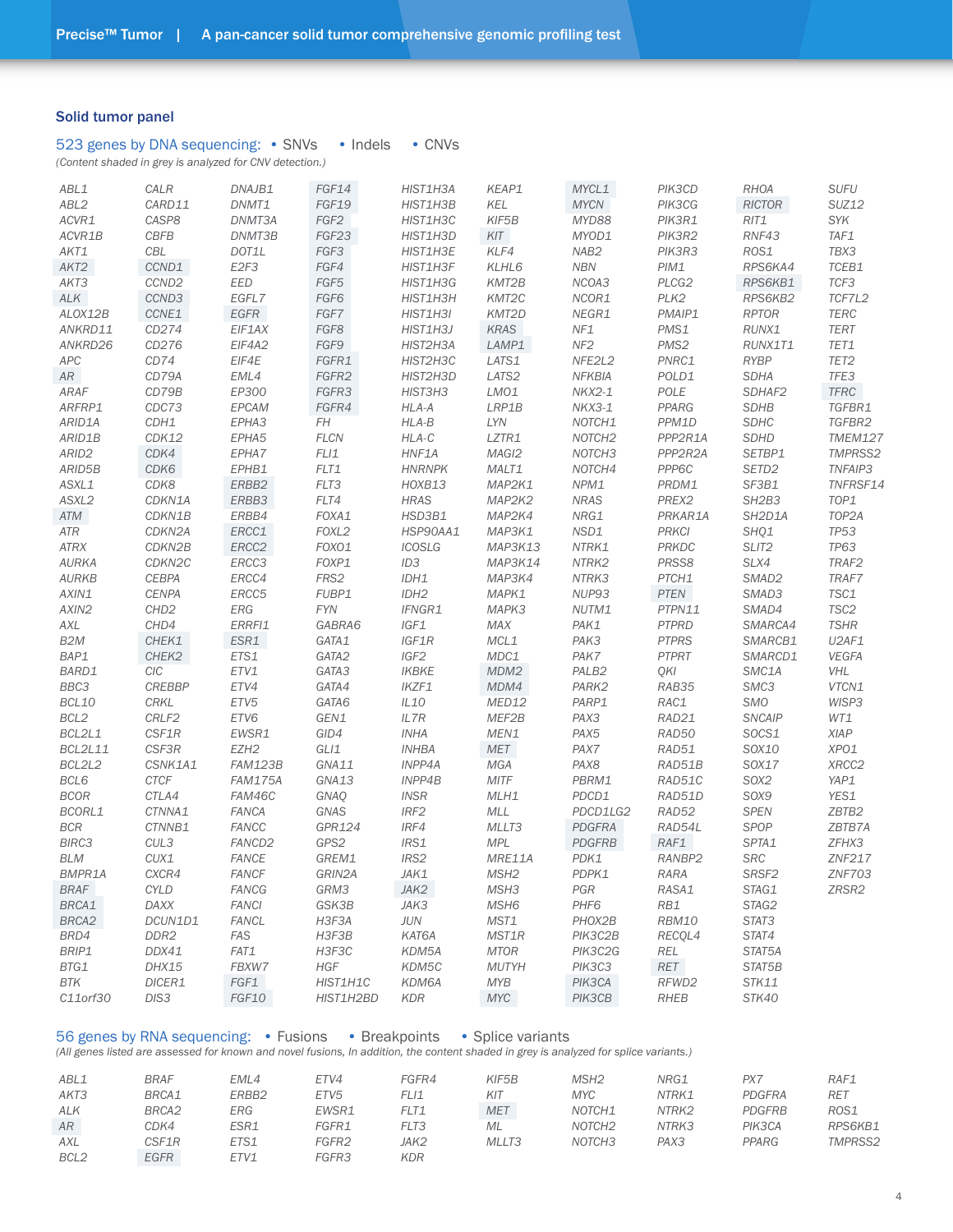Precise™ Tumor | A pan-cancer solid tumor comprehensive genomic profiling test

## Solid tumor panel

### 523 genes by DNA sequencing: • SNVs • Indels • CNVs

*(Content shaded in grey is analyzed for CNV detection.)*

| | | | | | | | | | |
|---|---|---|---|---|---|---|---|---|---|
| ABL1 | CALR | DNAJB1 | FGF14 | HIST1H3A | KEAP1 | MYCL1 | PIK3CD | RHOA | SUFU |
| ABL2 | CARD11 | DNMT1 | FGF19 | HIST1H3B | KEL | MYCN | PIK3CG | RICTOR | SUZ12 |
| ACVR1 | CASP8 | DNMT3A | FGF2 | HIST1H3C | KIF5B | MYD88 | PIK3R1 | RIT1 | SYK |
| ACVR1B | CBFB | DNMT3B | FGF23 | HIST1H3D | KIT | MYOD1 | PIK3R2 | RNF43 | TAF1 |
| AKT1 | CBL | DOT1L | FGF3 | HIST1H3E | KLF4 | NAB2 | PIK3R3 | ROS1 | TBX3 |
| AKT2 | CCND1 | E2F3 | FGF4 | HIST1H3F | KLHL6 | NBN | PIM1 | RPS6KA4 | TCEB1 |
| AKT3 | CCND2 | EED | FGF5 | HIST1H3G | KMT2B | NCOA3 | PLCG2 | RPS6KB1 | TCF3 |
| ALK | CCND3 | EGFL7 | FGF6 | HIST1H3H | KMT2C | NCOR1 | PLK2 | RPS6KB2 | TCF7L2 |
| ALOX12B | CCNE1 | EGFR | FGF7 | HIST1H3I | KMT2D | NEGR1 | PMAIP1 | RPTOR | TERC |
| ANKRD11 | CD274 | EIF1AX | FGF8 | HIST1H3J | KRAS | NF1 | PMS1 | RUNX1 | TERT |
| ANKRD26 | CD276 | EIF4A2 | FGF9 | HIST2H3A | LAMP1 | NF2 | PMS2 | RUNX1T1 | TET1 |
| APC | CD74 | EIF4E | FGFR1 | HIST2H3C | LATS1 | NFE2L2 | PNRC1 | RYBP | TET2 |
| AR | CD79A | EML4 | FGFR2 | HIST2H3D | LATS2 | NFKBIA | POLD1 | SDHA | TFE3 |
| ARAF | CD79B | EP300 | FGFR3 | HIST3H3 | LMO1 | NKX2-1 | POLE | SDHAF2 | TFRC |
| ARFRP1 | CDC73 | EPCAM | FGFR4 | HLA-A | LRP1B | NKX3-1 | PPARG | SDHB | TGFBR1 |
| ARID1A | CDH1 | EPHA3 | FH | HLA-B | LYN | NOTCH1 | PPM1D | SDHC | TGFBR2 |
| ARID1B | CDK12 | EPHA5 | FLCN | HLA-C | LZTR1 | NOTCH2 | PPP2R1A | SDHD | TMEM127 |
| ARID2 | CDK4 | EPHA7 | FLI1 | HNF1A | MAGI2 | NOTCH3 | PPP2R2A | SETBP1 | TMPRSS2 |
| ARID5B | CDK6 | EPHB1 | FLT1 | HNRNPK | MALT1 | NOTCH4 | PPP6C | SETD2 | TNFAIP3 |
| ASXL1 | CDK8 | ERBB2 | FLT3 | HOXB13 | MAP2K1 | NPM1 | PRDM1 | SF3B1 | TNFRSF14 |
| ASXL2 | CDKN1A | ERBB3 | FLT4 | HRAS | MAP2K2 | NRAS | PREX2 | SH2B3 | TOP1 |
| ATM | CDKN1B | ERBB4 | FOXA1 | HSD3B1 | MAP2K4 | NRG1 | PRKAR1A | SH2D1A | TOP2A |
| ATR | CDKN2A | ERCC1 | FOXL2 | HSP90AA1 | MAP3K1 | NSD1 | PRKCI | SHQ1 | TP53 |
| ATRX | CDKN2B | ERCC2 | FOXO1 | ICOSLG | MAP3K13 | NTRK1 | PRKDC | SLIT2 | TP63 |
| AURKA | CDKN2C | ERCC3 | FOXP1 | ID3 | MAP3K14 | NTRK2 | PRSS8 | SLX4 | TRAF2 |
| AURKB | CEBPA | ERCC4 | FRS2 | IDH1 | MAP3K4 | NTRK3 | PTCH1 | SMAD2 | TRAF7 |
| AXIN1 | CENPA | ERCC5 | FUBP1 | IDH2 | MAPK1 | NUP93 | PTEN | SMAD3 | TSC1 |
| AXIN2 | CHD2 | ERG | FYN | IFNGR1 | MAPK3 | NUTM1 | PTPN11 | SMAD4 | TSC2 |
| AXL | CHD4 | ERRFI1 | GABRA6 | IGF1 | MAX | PAK1 | PTPRD | SMARCA4 | TSHR |
| B2M | CHEK1 | ESR1 | GATA1 | IGF1R | MCL1 | PAK3 | PTPRS | SMARCB1 | U2AF1 |
| BAP1 | CHEK2 | ETS1 | GATA2 | IGF2 | MDC1 | PAK7 | PTPRT | SMARCD1 | VEGFA |
| BARD1 | CIC | ETV1 | GATA3 | IKBKE | MDM2 | PALB2 | QKI | SMC1A | VHL |
| BBC3 | CREBBP | ETV4 | GATA4 | IKZF1 | MDM4 | PARK2 | RAB35 | SMC3 | VTCN1 |
| BCL10 | CRKL | ETV5 | GATA6 | IL10 | MED12 | PARP1 | RAC1 | SMO | WISP3 |
| BCL2 | CRLF2 | ETV6 | GEN1 | IL7R | MEF2B | PAX3 | RAD21 | SNCAIP | WT1 |
| BCL2L1 | CSF1R | EWSR1 | GID4 | INHA | MEN1 | PAX5 | RAD50 | SOCS1 | XIAP |
| BCL2L11 | CSF3R | EZH2 | GLI1 | INHBA | MET | PAX7 | RAD51 | SOX10 | XPO1 |
| BCL2L2 | CSNK1A1 | FAM123B | GNA11 | INPP4A | MGA | PAX8 | RAD51B | SOX17 | XRCC2 |
| BCL6 | CTCF | FAM175A | GNA13 | INPP4B | MITF | PBRM1 | RAD51C | SOX2 | YAP1 |
| BCOR | CTLA4 | FAM46C | GNAQ | INSR | MLH1 | PDCD1 | RAD51D | SOX9 | YES1 |
| BCORL1 | CTNNA1 | FANCA | GNAS | IRF2 | MLL | PDCD1LG2 | RAD52 | SPEN | ZBTB2 |
| BCR | CTNNB1 | FANCC | GPR124 | IRF4 | MLLT3 | PDGFRA | RAD54L | SPOP | ZBTB7A |
| BIRC3 | CUL3 | FANCD2 | GPS2 | IRS1 | MPL | PDGFRB | RAF1 | SPTA1 | ZFHX3 |
| BLM | CUX1 | FANCE | GREM1 | IRS2 | MRE11A | PDK1 | RANBP2 | SRC | ZNF217 |
| BMPR1A | CXCR4 | FANCF | GRIN2A | JAK1 | MSH2 | PDPK1 | RARA | SRSF2 | ZNF703 |
| BRAF | CYLD | FANCG | GRM3 | JAK2 | MSH3 | PGR | RASA1 | STAG1 | ZRSR2 |
| BRCA1 | DAXX | FANCI | GSK3B | JAK3 | MSH6 | PHF6 | RB1 | STAG2 | |
| BRCA2 | DCUN1D1 | FANCL | H3F3A | JUN | MST1 | PHOX2B | RBM10 | STAT3 | |
| BRD4 | DDR2 | FAS | H3F3B | KAT6A | MST1R | PIK3C2B | RECQL4 | STAT4 | |
| BRIP1 | DDX41 | FAT1 | H3F3C | KDM5A | MTOR | PIK3C2G | REL | STAT5A | |
| BTG1 | DHX15 | FBXW7 | HGF | KDM5C | MUTYH | PIK3C3 | RET | STAT5B | |
| BTK | DICER1 | FGF1 | HIST1H1C | KDM6A | MYB | PIK3CA | RFWD2 | STK11 | |
| C11orf30 | DIS3 | FGF10 | HIST1H2BD | KDR | MYC | PIK3CB | RHEB | STK40 | |

### 56 genes by RNA sequencing: • Fusions • Breakpoints • Splice variants

*(All genes listed are assessed for known and novel fusions, In addition, the content shaded in grey is analyzed for splice variants.)*

| | | | | | | | | | |
|---|---|---|---|---|---|---|---|---|---|
| ABL1 | BRAF | EML4 | ETV4 | FGFR4 | KIF5B | MSH2 | NRG1 | PX7 | RAF1 |
| AKT3 | BRCA1 | ERBB2 | ETV5 | FLI1 | KIT | MYC | NTRK1 | PDGFRA | RET |
| ALK | BRCA2 | ERG | EWSR1 | FLT1 | MET | NOTCH1 | NTRK2 | PDGFRB | ROS1 |
| AR | CDK4 | ESR1 | FGFR1 | FLT3 | ML | NOTCH2 | NTRK3 | PIK3CA | RPS6KB1 |
| AXL | CSF1R | ETS1 | FGFR2 | JAK2 | MLLT3 | NOTCH3 | PAX3 | PPARG | TMPRSS2 |
| BCL2 | EGFR | ETV1 | FGFR3 | KDR | | | | | |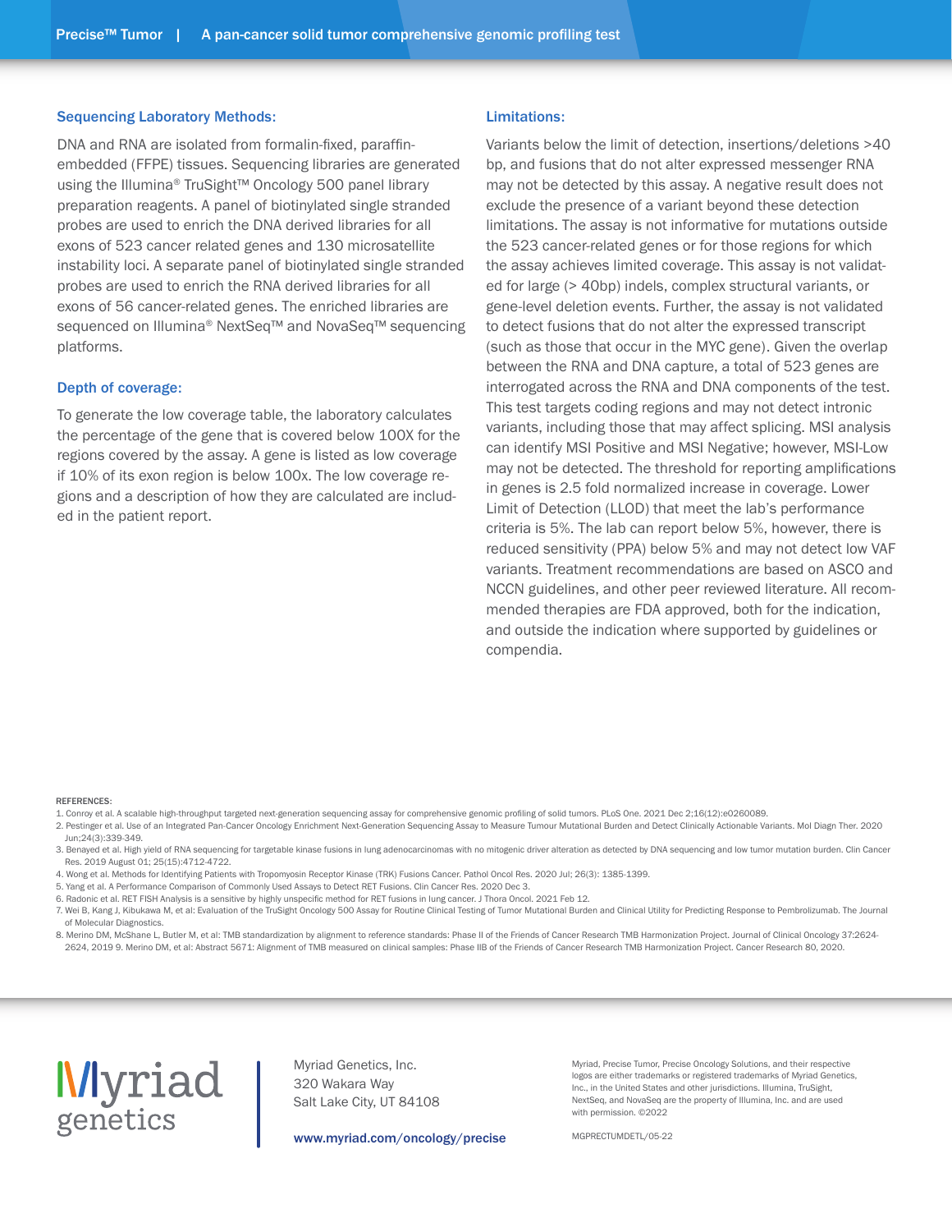## Sequencing Laboratory Methods:

DNA and RNA are isolated from formalin-fixed, paraffin-embedded (FFPE) tissues. Sequencing libraries are generated using the Illumina® TruSight™ Oncology 500 panel library preparation reagents. A panel of biotinylated single stranded probes are used to enrich the DNA derived libraries for all exons of 523 cancer related genes and 130 microsatellite instability loci. A separate panel of biotinylated single stranded probes are used to enrich the RNA derived libraries for all exons of 56 cancer-related genes. The enriched libraries are sequenced on Illumina® NextSeq™ and NovaSeq™ sequencing platforms.

## Depth of coverage:

To generate the low coverage table, the laboratory calculates the percentage of the gene that is covered below 100X for the regions covered by the assay. A gene is listed as low coverage if 10% of its exon region is below 100x. The low coverage regions and a description of how they are calculated are included in the patient report.

## Limitations:

Variants below the limit of detection, insertions/deletions >40 bp, and fusions that do not alter expressed messenger RNA may not be detected by this assay. A negative result does not exclude the presence of a variant beyond these detection limitations. The assay is not informative for mutations outside the 523 cancer-related genes or for those regions for which the assay achieves limited coverage. This assay is not validated for large (> 40bp) indels, complex structural variants, or gene-level deletion events. Further, the assay is not validated to detect fusions that do not alter the expressed transcript (such as those that occur in the MYC gene). Given the overlap between the RNA and DNA capture, a total of 523 genes are interrogated across the RNA and DNA components of the test. This test targets coding regions and may not detect intronic variants, including those that may affect splicing. MSI analysis can identify MSI Positive and MSI Negative; however, MSI-Low may not be detected. The threshold for reporting amplifications in genes is 2.5 fold normalized increase in coverage. Lower Limit of Detection (LLOD) that meet the lab's performance criteria is 5%. The lab can report below 5%, however, there is reduced sensitivity (PPA) below 5% and may not detect low VAF variants. Treatment recommendations are based on ASCO and NCCN guidelines, and other peer reviewed literature. All recommended therapies are FDA approved, both for the indication, and outside the indication where supported by guidelines or compendia.

REFERENCES:

1. Conroy et al. A scalable high-throughput targeted next-generation sequencing assay for comprehensive genomic profiling of solid tumors. PLoS One. 2021 Dec 2;16(12):e0260089.
2. Pestinger et al. Use of an Integrated Pan-Cancer Oncology Enrichment Next-Generation Sequencing Assay to Measure Tumour Mutational Burden and Detect Clinically Actionable Variants. Mol Diagn Ther. 2020 Jun;24(3):339-349.
3. Benayed et al. High yield of RNA sequencing for targetable kinase fusions in lung adenocarcinomas with no mitogenic driver alteration as detected by DNA sequencing and low tumor mutation burden. Clin Cancer Res. 2019 August 01; 25(15):4712-4722.
4. Wong et al. Methods for Identifying Patients with Tropomyosin Receptor Kinase (TRK) Fusions Cancer. Pathol Oncol Res. 2020 Jul; 26(3): 1385-1399.
5. Yang et al. A Performance Comparison of Commonly Used Assays to Detect RET Fusions. Clin Cancer Res. 2020 Dec 3.
6. Radonic et al. RET FISH Analysis is a sensitive by highly unspecific method for RET fusions in lung cancer. J Thora Oncol. 2021 Feb 12.
7. Wei B, Kang J, Kibukawa M, et al: Evaluation of the TruSight Oncology 500 Assay for Routine Clinical Testing of Tumor Mutational Burden and Clinical Utility for Predicting Response to Pembrolizumab. The Journal of Molecular Diagnostics.
8. Merino DM, McShane L, Butler M, et al: TMB standardization by alignment to reference standards: Phase II of the Friends of Cancer Research TMB Harmonization Project. Journal of Clinical Oncology 37:2624-2624, 2019 9. Merino DM, et al: Abstract 5671: Alignment of TMB measured on clinical samples: Phase IIB of the Friends of Cancer Research TMB Harmonization Project. Cancer Research 80, 2020.

Myriad genetics

Myriad Genetics, Inc.
320 Wakara Way
Salt Lake City, UT 84108

www.myriad.com/oncology/precise

Myriad, Precise Tumor, Precise Oncology Solutions, and their respective logos are either trademarks or registered trademarks of Myriad Genetics, Inc., in the United States and other jurisdictions. Illumina, TruSight, NextSeq, and NovaSeq are the property of Illumina, Inc. and are used with permission. ©2022

MGPRECTUMDETL/05-22